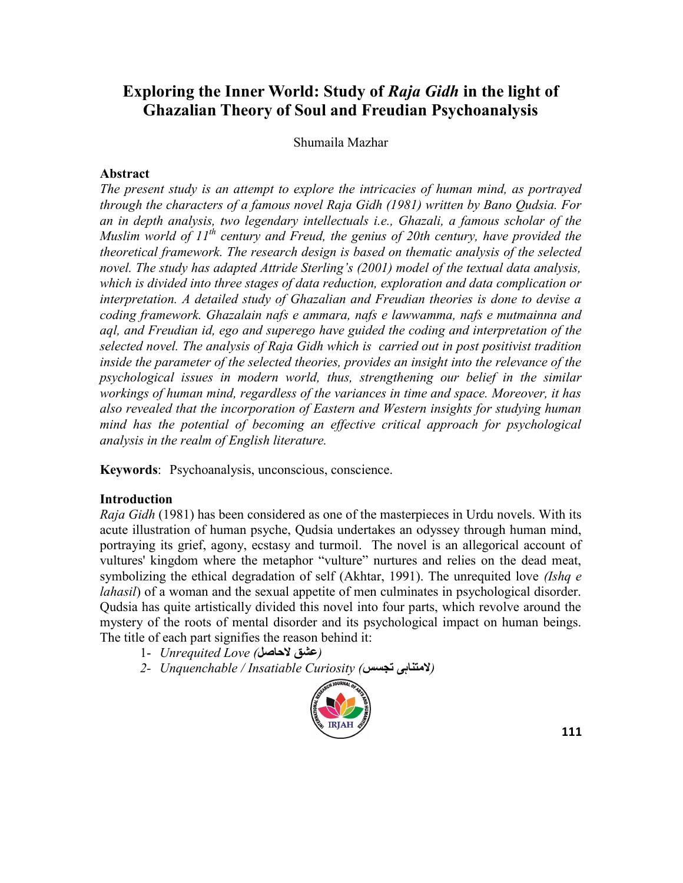# Exploring the Inner World: Study of *Raja Gidh* in the light of Ghazalian Theory of Soul and Freudian Psychoanalysis

Shumaila Mazhar

## Abstract

*The present study is an attempt to explore the intricacies of human mind, as portrayed through the characters of a famous novel Raja Gidh (1981) written by Bano Qudsia. For an in depth analysis, two legendary intellectuals i.e., Ghazali, a famous scholar of the Muslim world of 11th century and Freud, the genius of 20th century, have provided the theoretical framework. The research design is based on thematic analysis of the selected novel. The study has adapted Attride Sterling's (2001) model of the textual data analysis, which is divided into three stages of data reduction, exploration and data complication or interpretation. A detailed study of Ghazalian and Freudian theories is done to devise a coding framework. Ghazalain nafs e ammara, nafs e lawwamma, nafs e mutmainna and aql, and Freudian id, ego and superego have guided the coding and interpretation of the selected novel. The analysis of Raja Gidh which is carried out in post positivist tradition inside the parameter of the selected theories, provides an insight into the relevance of the psychological issues in modern world, thus, strengthening our belief in the similar workings of human mind, regardless of the variances in time and space. Moreover, it has also revealed that the incorporation of Eastern and Western insights for studying human mind has the potential of becoming an effective critical approach for psychological analysis in the realm of English literature.*

**Keywords**: Psychoanalysis, unconscious, conscience.

## Introduction

*Raja Gidh* (1981) has been considered as one of the masterpieces in Urdu novels. With its acute illustration of human psyche, Qudsia undertakes an odyssey through human mind, portraying its grief, agony, ecstasy and turmoil. The novel is an allegorical account of vultures' kingdom where the metaphor "vulture" nurtures and relies on the dead meat, symbolizing the ethical degradation of self (Akhtar, 1991). The unrequited love *(Ishq e lahasil*) of a woman and the sexual appetite of men culminates in psychological disorder. Qudsia has quite artistically divided this novel into four parts, which revolve around the mystery of the roots of mental disorder and its psychological impact on human beings. The title of each part signifies the reason behind it:

1- *Unrequited Love (**عشق لاحاصل**)*
2- *Unquenchable / Insatiable Curiosity (**لامتنابی تجسس**)*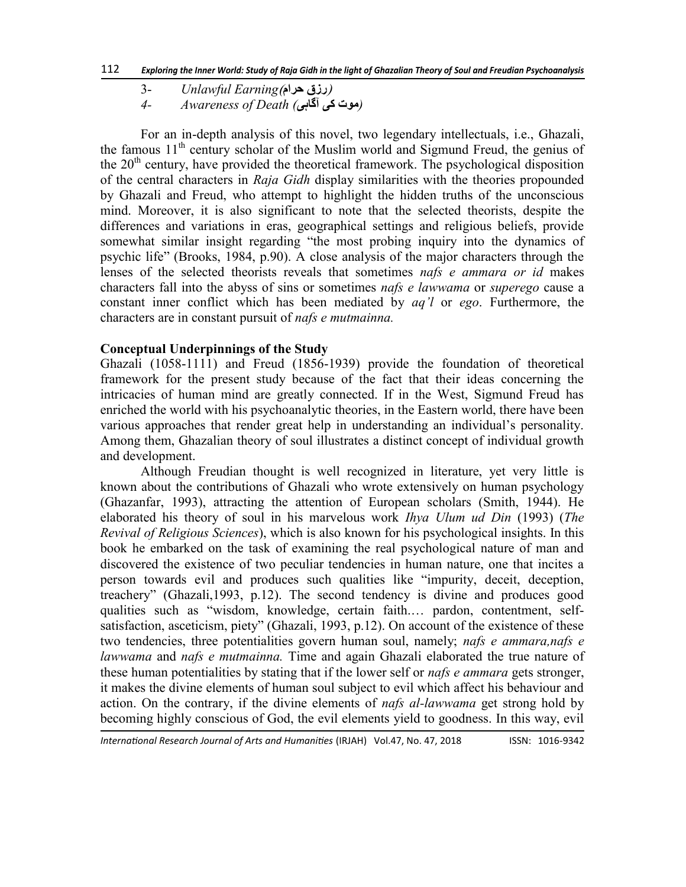3- *Unlawful Earning(رزق حرام)*
4- *Awareness of Death (موت کی آگاہی)*

For an in-depth analysis of this novel, two legendary intellectuals, i.e., Ghazali, the famous 11th century scholar of the Muslim world and Sigmund Freud, the genius of the 20th century, have provided the theoretical framework. The psychological disposition of the central characters in *Raja Gidh* display similarities with the theories propounded by Ghazali and Freud, who attempt to highlight the hidden truths of the unconscious mind. Moreover, it is also significant to note that the selected theorists, despite the differences and variations in eras, geographical settings and religious beliefs, provide somewhat similar insight regarding "the most probing inquiry into the dynamics of psychic life" (Brooks, 1984, p.90). A close analysis of the major characters through the lenses of the selected theorists reveals that sometimes *nafs e ammara or id* makes characters fall into the abyss of sins or sometimes *nafs e lawwama* or *superego* cause a constant inner conflict which has been mediated by *aq'l* or *ego*. Furthermore, the characters are in constant pursuit of *nafs e mutmainna.*

**Conceptual Underpinnings of the Study**

Ghazali (1058-1111) and Freud (1856-1939) provide the foundation of theoretical framework for the present study because of the fact that their ideas concerning the intricacies of human mind are greatly connected. If in the West, Sigmund Freud has enriched the world with his psychoanalytic theories, in the Eastern world, there have been various approaches that render great help in understanding an individual's personality. Among them, Ghazalian theory of soul illustrates a distinct concept of individual growth and development.

Although Freudian thought is well recognized in literature, yet very little is known about the contributions of Ghazali who wrote extensively on human psychology (Ghazanfar, 1993), attracting the attention of European scholars (Smith, 1944). He elaborated his theory of soul in his marvelous work *Ihya Ulum ud Din* (1993) (*The Revival of Religious Sciences*), which is also known for his psychological insights. In this book he embarked on the task of examining the real psychological nature of man and discovered the existence of two peculiar tendencies in human nature, one that incites a person towards evil and produces such qualities like "impurity, deceit, deception, treachery" (Ghazali,1993, p.12). The second tendency is divine and produces good qualities such as "wisdom, knowledge, certain faith.… pardon, contentment, self-satisfaction, asceticism, piety" (Ghazali, 1993, p.12). On account of the existence of these two tendencies, three potentialities govern human soul, namely; *nafs e ammara,nafs e lawwama* and *nafs e mutmainna.* Time and again Ghazali elaborated the true nature of these human potentialities by stating that if the lower self or *nafs e ammara* gets stronger, it makes the divine elements of human soul subject to evil which affect his behaviour and action. On the contrary, if the divine elements of *nafs al-lawwama* get strong hold by becoming highly conscious of God, the evil elements yield to goodness. In this way, evil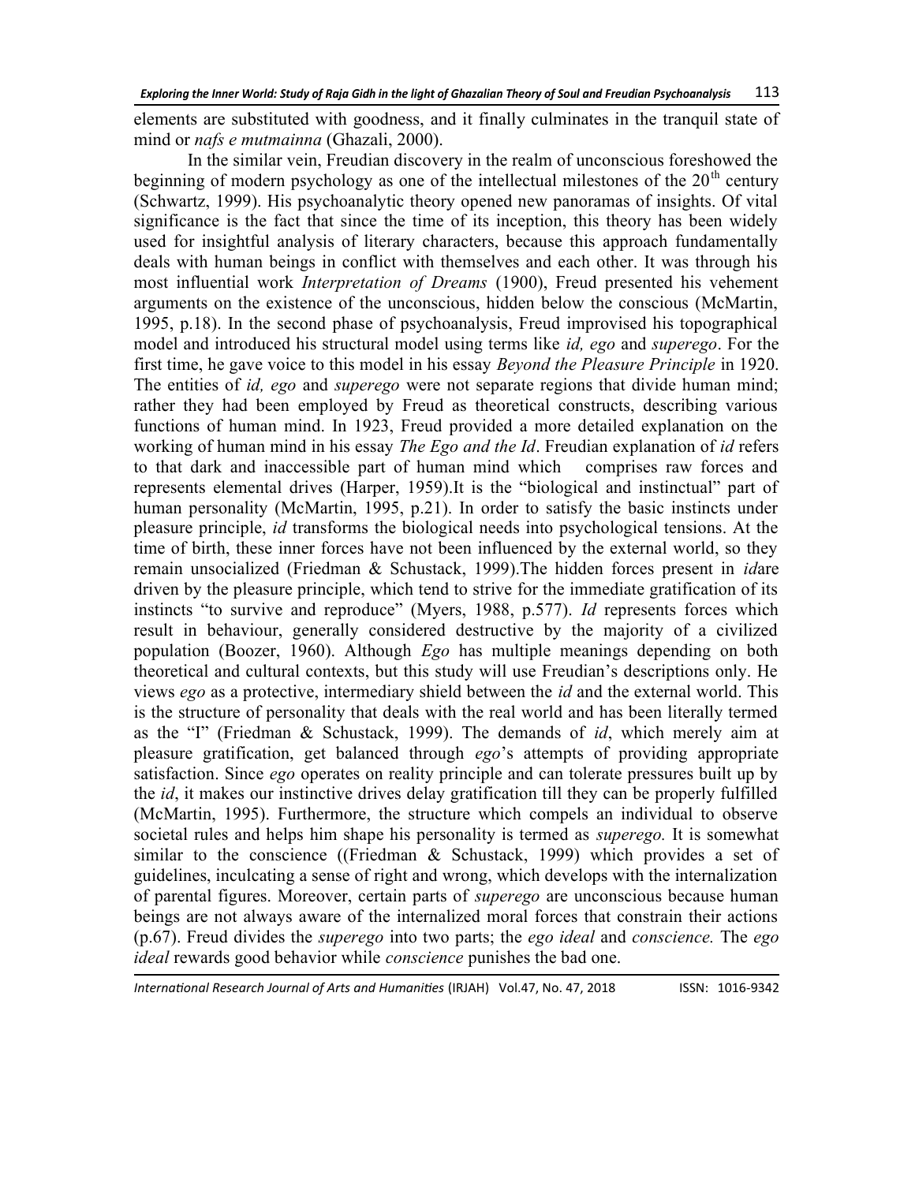elements are substituted with goodness, and it finally culminates in the tranquil state of mind or *nafs e mutmainna* (Ghazali, 2000).

In the similar vein, Freudian discovery in the realm of unconscious foreshowed the beginning of modern psychology as one of the intellectual milestones of the 20th century (Schwartz, 1999). His psychoanalytic theory opened new panoramas of insights. Of vital significance is the fact that since the time of its inception, this theory has been widely used for insightful analysis of literary characters, because this approach fundamentally deals with human beings in conflict with themselves and each other. It was through his most influential work *Interpretation of Dreams* (1900), Freud presented his vehement arguments on the existence of the unconscious, hidden below the conscious (McMartin, 1995, p.18). In the second phase of psychoanalysis, Freud improvised his topographical model and introduced his structural model using terms like *id, ego* and *superego*. For the first time, he gave voice to this model in his essay *Beyond the Pleasure Principle* in 1920. The entities of *id, ego* and *superego* were not separate regions that divide human mind; rather they had been employed by Freud as theoretical constructs, describing various functions of human mind. In 1923, Freud provided a more detailed explanation on the working of human mind in his essay *The Ego and the Id*. Freudian explanation of *id* refers to that dark and inaccessible part of human mind which comprises raw forces and represents elemental drives (Harper, 1959).It is the "biological and instinctual" part of human personality (McMartin, 1995, p.21). In order to satisfy the basic instincts under pleasure principle, *id* transforms the biological needs into psychological tensions. At the time of birth, these inner forces have not been influenced by the external world, so they remain unsocialized (Friedman & Schustack, 1999).The hidden forces present in *id*are driven by the pleasure principle, which tend to strive for the immediate gratification of its instincts "to survive and reproduce" (Myers, 1988, p.577). *Id* represents forces which result in behaviour, generally considered destructive by the majority of a civilized population (Boozer, 1960). Although *Ego* has multiple meanings depending on both theoretical and cultural contexts, but this study will use Freudian's descriptions only. He views *ego* as a protective, intermediary shield between the *id* and the external world. This is the structure of personality that deals with the real world and has been literally termed as the "I" (Friedman & Schustack, 1999). The demands of *id*, which merely aim at pleasure gratification, get balanced through *ego*'s attempts of providing appropriate satisfaction. Since *ego* operates on reality principle and can tolerate pressures built up by the *id*, it makes our instinctive drives delay gratification till they can be properly fulfilled (McMartin, 1995). Furthermore, the structure which compels an individual to observe societal rules and helps him shape his personality is termed as *superego.* It is somewhat similar to the conscience ((Friedman & Schustack, 1999) which provides a set of guidelines, inculcating a sense of right and wrong, which develops with the internalization of parental figures. Moreover, certain parts of *superego* are unconscious because human beings are not always aware of the internalized moral forces that constrain their actions (p.67). Freud divides the *superego* into two parts; the *ego ideal* and *conscience.* The *ego ideal* rewards good behavior while *conscience* punishes the bad one.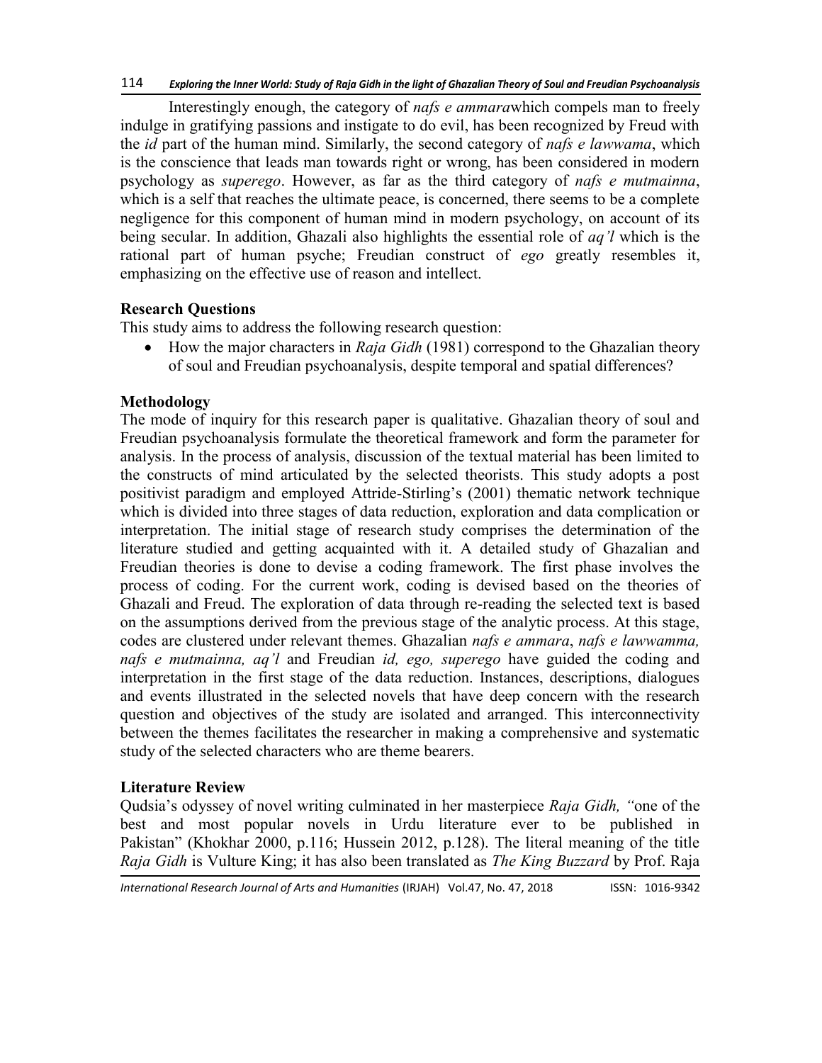Interestingly enough, the category of *nafs e ammara*which compels man to freely indulge in gratifying passions and instigate to do evil, has been recognized by Freud with the *id* part of the human mind. Similarly, the second category of *nafs e lawwama*, which is the conscience that leads man towards right or wrong, has been considered in modern psychology as *superego*. However, as far as the third category of *nafs e mutmainna*, which is a self that reaches the ultimate peace, is concerned, there seems to be a complete negligence for this component of human mind in modern psychology, on account of its being secular. In addition, Ghazali also highlights the essential role of *aq'l* which is the rational part of human psyche; Freudian construct of *ego* greatly resembles it, emphasizing on the effective use of reason and intellect.

### Research Questions

This study aims to address the following research question:

- How the major characters in *Raja Gidh* (1981) correspond to the Ghazalian theory of soul and Freudian psychoanalysis, despite temporal and spatial differences?

### Methodology

The mode of inquiry for this research paper is qualitative. Ghazalian theory of soul and Freudian psychoanalysis formulate the theoretical framework and form the parameter for analysis. In the process of analysis, discussion of the textual material has been limited to the constructs of mind articulated by the selected theorists. This study adopts a post positivist paradigm and employed Attride-Stirling's (2001) thematic network technique which is divided into three stages of data reduction, exploration and data complication or interpretation. The initial stage of research study comprises the determination of the literature studied and getting acquainted with it. A detailed study of Ghazalian and Freudian theories is done to devise a coding framework. The first phase involves the process of coding. For the current work, coding is devised based on the theories of Ghazali and Freud. The exploration of data through re-reading the selected text is based on the assumptions derived from the previous stage of the analytic process. At this stage, codes are clustered under relevant themes. Ghazalian *nafs e ammara*, *nafs e lawwamma, nafs e mutmainna, aq'l* and Freudian *id, ego, superego* have guided the coding and interpretation in the first stage of the data reduction. Instances, descriptions, dialogues and events illustrated in the selected novels that have deep concern with the research question and objectives of the study are isolated and arranged. This interconnectivity between the themes facilitates the researcher in making a comprehensive and systematic study of the selected characters who are theme bearers.

### Literature Review

Qudsia's odyssey of novel writing culminated in her masterpiece *Raja Gidh, "*one of the best and most popular novels in Urdu literature ever to be published in Pakistan" (Khokhar 2000, p.116; Hussein 2012, p.128). The literal meaning of the title *Raja Gidh* is Vulture King; it has also been translated as *The King Buzzard* by Prof. Raja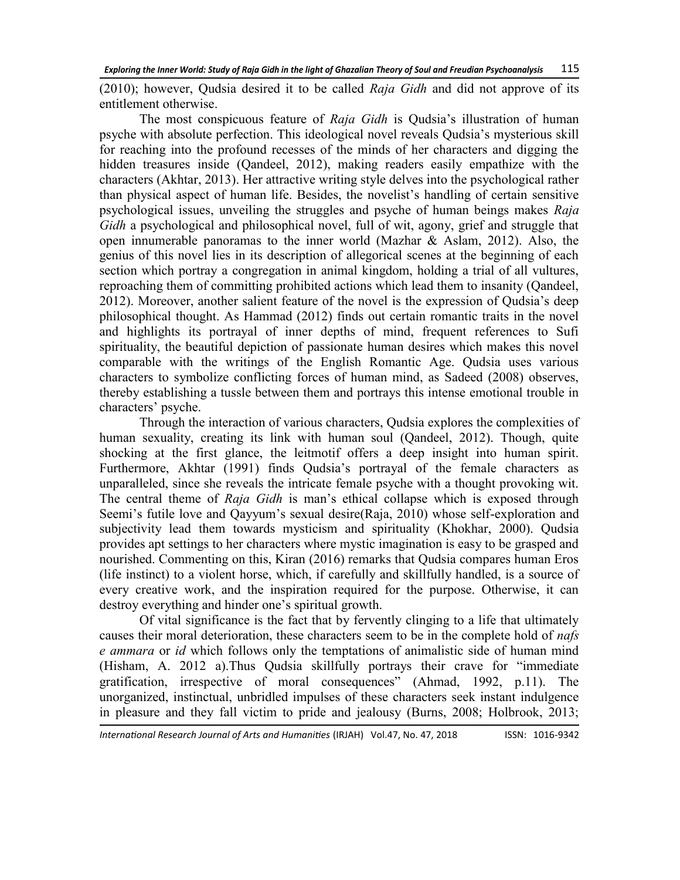(2010); however, Qudsia desired it to be called *Raja Gidh* and did not approve of its entitlement otherwise.

The most conspicuous feature of *Raja Gidh* is Qudsia's illustration of human psyche with absolute perfection. This ideological novel reveals Qudsia's mysterious skill for reaching into the profound recesses of the minds of her characters and digging the hidden treasures inside (Qandeel, 2012), making readers easily empathize with the characters (Akhtar, 2013). Her attractive writing style delves into the psychological rather than physical aspect of human life. Besides, the novelist's handling of certain sensitive psychological issues, unveiling the struggles and psyche of human beings makes *Raja Gidh* a psychological and philosophical novel, full of wit, agony, grief and struggle that open innumerable panoramas to the inner world (Mazhar & Aslam, 2012). Also, the genius of this novel lies in its description of allegorical scenes at the beginning of each section which portray a congregation in animal kingdom, holding a trial of all vultures, reproaching them of committing prohibited actions which lead them to insanity (Qandeel, 2012). Moreover, another salient feature of the novel is the expression of Qudsia's deep philosophical thought. As Hammad (2012) finds out certain romantic traits in the novel and highlights its portrayal of inner depths of mind, frequent references to Sufi spirituality, the beautiful depiction of passionate human desires which makes this novel comparable with the writings of the English Romantic Age. Qudsia uses various characters to symbolize conflicting forces of human mind, as Sadeed (2008) observes, thereby establishing a tussle between them and portrays this intense emotional trouble in characters' psyche.

Through the interaction of various characters, Qudsia explores the complexities of human sexuality, creating its link with human soul (Qandeel, 2012). Though, quite shocking at the first glance, the leitmotif offers a deep insight into human spirit. Furthermore, Akhtar (1991) finds Qudsia's portrayal of the female characters as unparalleled, since she reveals the intricate female psyche with a thought provoking wit. The central theme of *Raja Gidh* is man's ethical collapse which is exposed through Seemi's futile love and Qayyum's sexual desire(Raja, 2010) whose self-exploration and subjectivity lead them towards mysticism and spirituality (Khokhar, 2000). Qudsia provides apt settings to her characters where mystic imagination is easy to be grasped and nourished. Commenting on this, Kiran (2016) remarks that Qudsia compares human Eros (life instinct) to a violent horse, which, if carefully and skillfully handled, is a source of every creative work, and the inspiration required for the purpose. Otherwise, it can destroy everything and hinder one's spiritual growth.

Of vital significance is the fact that by fervently clinging to a life that ultimately causes their moral deterioration, these characters seem to be in the complete hold of *nafs e ammara* or *id* which follows only the temptations of animalistic side of human mind (Hisham, A. 2012 a).Thus Qudsia skillfully portrays their crave for "immediate gratification, irrespective of moral consequences" (Ahmad, 1992, p.11). The unorganized, instinctual, unbridled impulses of these characters seek instant indulgence in pleasure and they fall victim to pride and jealousy (Burns, 2008; Holbrook, 2013;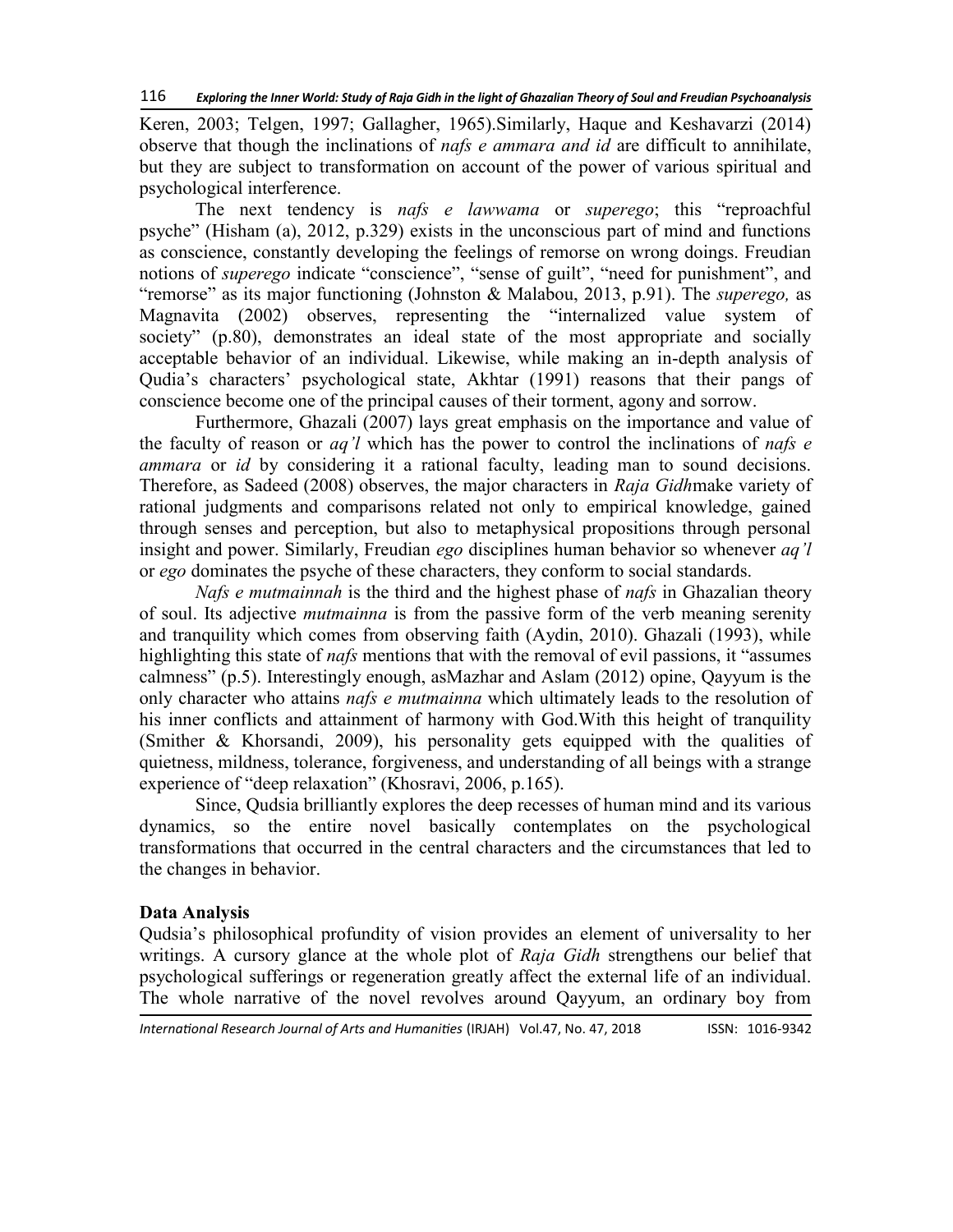Keren, 2003; Telgen, 1997; Gallagher, 1965).Similarly, Haque and Keshavarzi (2014) observe that though the inclinations of *nafs e ammara and id* are difficult to annihilate, but they are subject to transformation on account of the power of various spiritual and psychological interference.

The next tendency is *nafs e lawwama* or *superego*; this "reproachful psyche" (Hisham (a), 2012, p.329) exists in the unconscious part of mind and functions as conscience, constantly developing the feelings of remorse on wrong doings. Freudian notions of *superego* indicate "conscience", "sense of guilt", "need for punishment", and "remorse" as its major functioning (Johnston & Malabou, 2013, p.91). The *superego,* as Magnavita (2002) observes, representing the "internalized value system of society" (p.80), demonstrates an ideal state of the most appropriate and socially acceptable behavior of an individual. Likewise, while making an in-depth analysis of Qudia's characters' psychological state, Akhtar (1991) reasons that their pangs of conscience become one of the principal causes of their torment, agony and sorrow.

Furthermore, Ghazali (2007) lays great emphasis on the importance and value of the faculty of reason or *aq'l* which has the power to control the inclinations of *nafs e ammara* or *id* by considering it a rational faculty, leading man to sound decisions. Therefore, as Sadeed (2008) observes, the major characters in *Raja Gidh*make variety of rational judgments and comparisons related not only to empirical knowledge, gained through senses and perception, but also to metaphysical propositions through personal insight and power. Similarly, Freudian *ego* disciplines human behavior so whenever *aq'l* or *ego* dominates the psyche of these characters, they conform to social standards.

*Nafs e mutmainnah* is the third and the highest phase of *nafs* in Ghazalian theory of soul. Its adjective *mutmainna* is from the passive form of the verb meaning serenity and tranquility which comes from observing faith (Aydin, 2010). Ghazali (1993), while highlighting this state of *nafs* mentions that with the removal of evil passions, it "assumes calmness" (p.5). Interestingly enough, asMazhar and Aslam (2012) opine, Qayyum is the only character who attains *nafs e mutmainna* which ultimately leads to the resolution of his inner conflicts and attainment of harmony with God.With this height of tranquility (Smither & Khorsandi, 2009), his personality gets equipped with the qualities of quietness, mildness, tolerance, forgiveness, and understanding of all beings with a strange experience of "deep relaxation" (Khosravi, 2006, p.165).

Since, Qudsia brilliantly explores the deep recesses of human mind and its various dynamics, so the entire novel basically contemplates on the psychological transformations that occurred in the central characters and the circumstances that led to the changes in behavior.

**Data Analysis**

Qudsia's philosophical profundity of vision provides an element of universality to her writings. A cursory glance at the whole plot of *Raja Gidh* strengthens our belief that psychological sufferings or regeneration greatly affect the external life of an individual. The whole narrative of the novel revolves around Qayyum, an ordinary boy from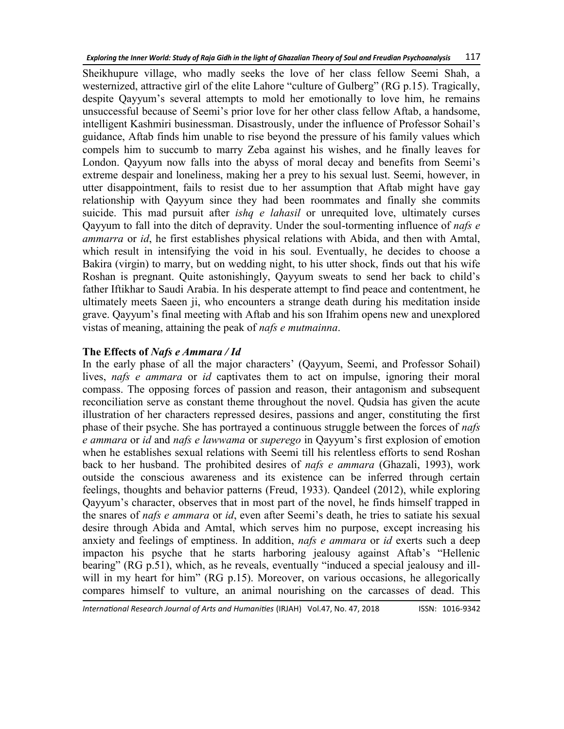Sheikhupure village, who madly seeks the love of her class fellow Seemi Shah, a westernized, attractive girl of the elite Lahore "culture of Gulberg" (RG p.15). Tragically, despite Qayyum's several attempts to mold her emotionally to love him, he remains unsuccessful because of Seemi's prior love for her other class fellow Aftab, a handsome, intelligent Kashmiri businessman. Disastrously, under the influence of Professor Sohail's guidance, Aftab finds him unable to rise beyond the pressure of his family values which compels him to succumb to marry Zeba against his wishes, and he finally leaves for London. Qayyum now falls into the abyss of moral decay and benefits from Seemi's extreme despair and loneliness, making her a prey to his sexual lust. Seemi, however, in utter disappointment, fails to resist due to her assumption that Aftab might have gay relationship with Qayyum since they had been roommates and finally she commits suicide. This mad pursuit after *ishq e lahasil* or unrequited love, ultimately curses Qayyum to fall into the ditch of depravity. Under the soul-tormenting influence of *nafs e ammarra* or *id*, he first establishes physical relations with Abida, and then with Amtal, which result in intensifying the void in his soul. Eventually, he decides to choose a Bakira (virgin) to marry, but on wedding night, to his utter shock, finds out that his wife Roshan is pregnant. Quite astonishingly, Qayyum sweats to send her back to child's father Iftikhar to Saudi Arabia. In his desperate attempt to find peace and contentment, he ultimately meets Saeen ji, who encounters a strange death during his meditation inside grave. Qayyum's final meeting with Aftab and his son Ifrahim opens new and unexplored vistas of meaning, attaining the peak of *nafs e mutmainna*.

### The Effects of *Nafs e Ammara / Id*

In the early phase of all the major characters' (Qayyum, Seemi, and Professor Sohail) lives, *nafs e ammara* or *id* captivates them to act on impulse, ignoring their moral compass. The opposing forces of passion and reason, their antagonism and subsequent reconciliation serve as constant theme throughout the novel. Qudsia has given the acute illustration of her characters repressed desires, passions and anger, constituting the first phase of their psyche. She has portrayed a continuous struggle between the forces of *nafs e ammara* or *id* and *nafs e lawwama* or *superego* in Qayyum's first explosion of emotion when he establishes sexual relations with Seemi till his relentless efforts to send Roshan back to her husband. The prohibited desires of *nafs e ammara* (Ghazali, 1993), work outside the conscious awareness and its existence can be inferred through certain feelings, thoughts and behavior patterns (Freud, 1933). Qandeel (2012), while exploring Qayyum's character, observes that in most part of the novel, he finds himself trapped in the snares of *nafs e ammara* or *id*, even after Seemi's death, he tries to satiate his sexual desire through Abida and Amtal, which serves him no purpose, except increasing his anxiety and feelings of emptiness. In addition, *nafs e ammara* or *id* exerts such a deep impacton his psyche that he starts harboring jealousy against Aftab's "Hellenic bearing" (RG p.51), which, as he reveals, eventually "induced a special jealousy and ill-will in my heart for him" (RG p.15). Moreover, on various occasions, he allegorically compares himself to vulture, an animal nourishing on the carcasses of dead. This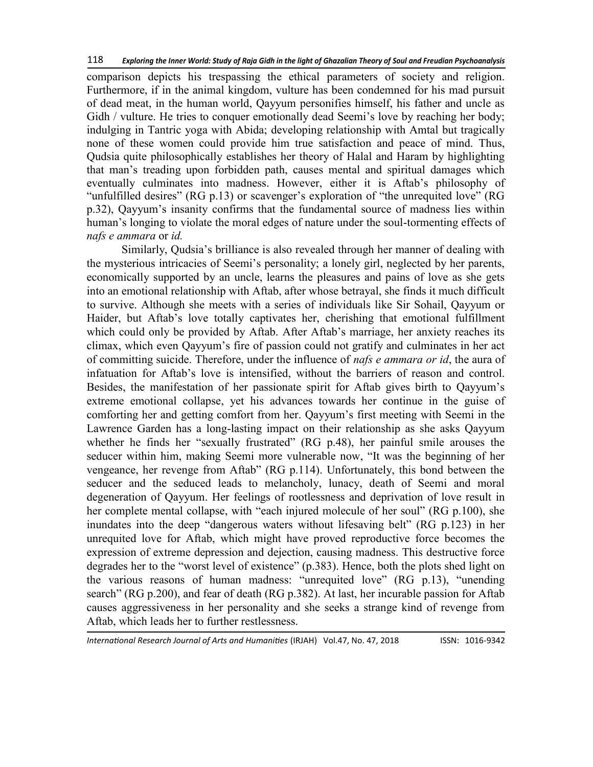comparison depicts his trespassing the ethical parameters of society and religion. Furthermore, if in the animal kingdom, vulture has been condemned for his mad pursuit of dead meat, in the human world, Qayyum personifies himself, his father and uncle as Gidh / vulture. He tries to conquer emotionally dead Seemi's love by reaching her body; indulging in Tantric yoga with Abida; developing relationship with Amtal but tragically none of these women could provide him true satisfaction and peace of mind. Thus, Qudsia quite philosophically establishes her theory of Halal and Haram by highlighting that man's treading upon forbidden path, causes mental and spiritual damages which eventually culminates into madness. However, either it is Aftab's philosophy of "unfulfilled desires" (RG p.13) or scavenger's exploration of "the unrequited love" (RG p.32), Qayyum's insanity confirms that the fundamental source of madness lies within human's longing to violate the moral edges of nature under the soul-tormenting effects of *nafs e ammara* or *id.*

Similarly, Qudsia's brilliance is also revealed through her manner of dealing with the mysterious intricacies of Seemi's personality; a lonely girl, neglected by her parents, economically supported by an uncle, learns the pleasures and pains of love as she gets into an emotional relationship with Aftab, after whose betrayal, she finds it much difficult to survive. Although she meets with a series of individuals like Sir Sohail, Qayyum or Haider, but Aftab's love totally captivates her, cherishing that emotional fulfillment which could only be provided by Aftab. After Aftab's marriage, her anxiety reaches its climax, which even Qayyum's fire of passion could not gratify and culminates in her act of committing suicide. Therefore, under the influence of *nafs e ammara or id*, the aura of infatuation for Aftab's love is intensified, without the barriers of reason and control. Besides, the manifestation of her passionate spirit for Aftab gives birth to Qayyum's extreme emotional collapse, yet his advances towards her continue in the guise of comforting her and getting comfort from her. Qayyum's first meeting with Seemi in the Lawrence Garden has a long-lasting impact on their relationship as she asks Qayyum whether he finds her "sexually frustrated" (RG p.48), her painful smile arouses the seducer within him, making Seemi more vulnerable now, "It was the beginning of her vengeance, her revenge from Aftab" (RG p.114). Unfortunately, this bond between the seducer and the seduced leads to melancholy, lunacy, death of Seemi and moral degeneration of Qayyum. Her feelings of rootlessness and deprivation of love result in her complete mental collapse, with "each injured molecule of her soul" (RG p.100), she inundates into the deep "dangerous waters without lifesaving belt" (RG p.123) in her unrequited love for Aftab, which might have proved reproductive force becomes the expression of extreme depression and dejection, causing madness. This destructive force degrades her to the "worst level of existence" (p.383). Hence, both the plots shed light on the various reasons of human madness: "unrequited love" (RG p.13), "unending search" (RG p.200), and fear of death (RG p.382). At last, her incurable passion for Aftab causes aggressiveness in her personality and she seeks a strange kind of revenge from Aftab, which leads her to further restlessness.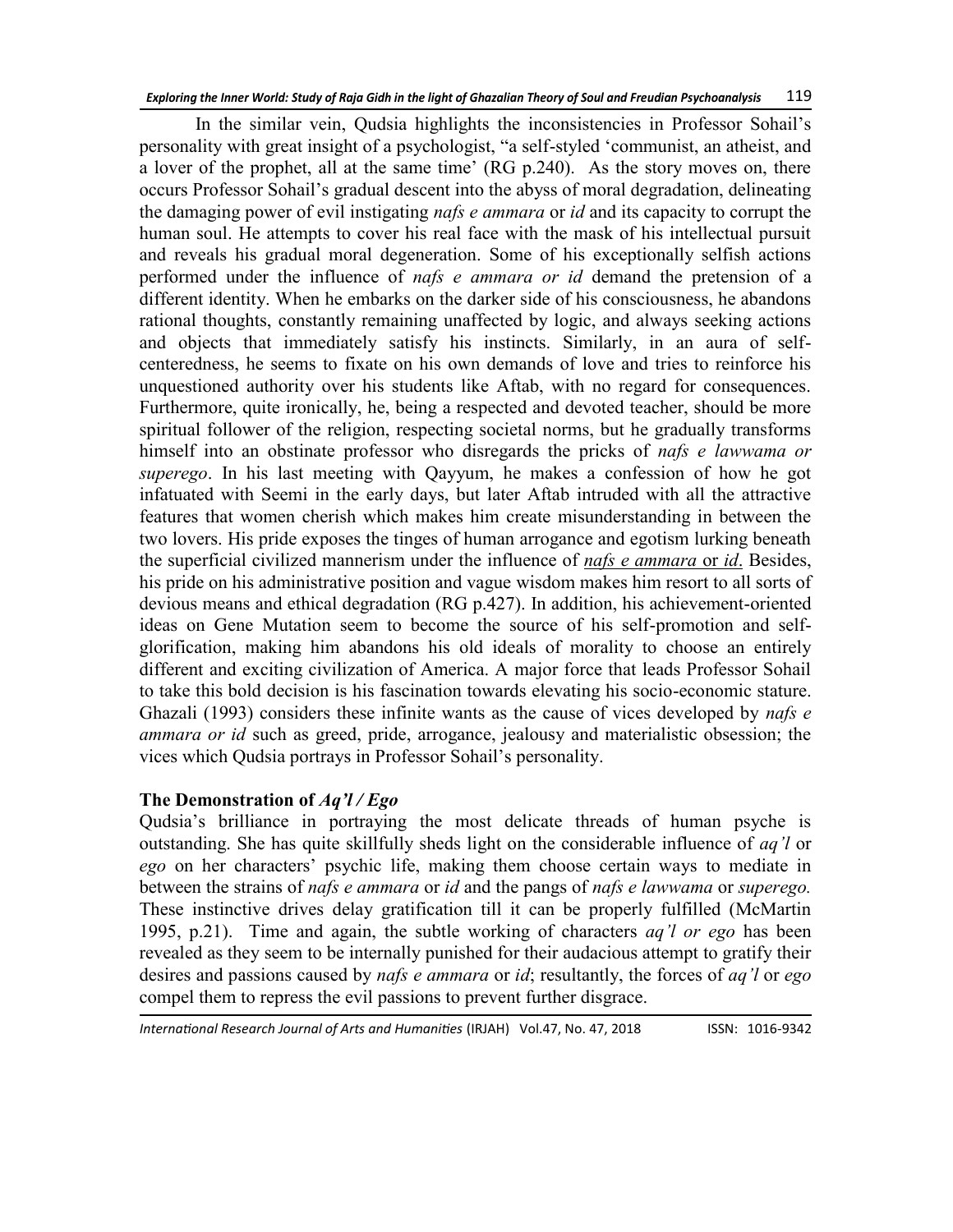In the similar vein, Qudsia highlights the inconsistencies in Professor Sohail's personality with great insight of a psychologist, "a self-styled 'communist, an atheist, and a lover of the prophet, all at the same time' (RG p.240). As the story moves on, there occurs Professor Sohail's gradual descent into the abyss of moral degradation, delineating the damaging power of evil instigating *nafs e ammara* or *id* and its capacity to corrupt the human soul. He attempts to cover his real face with the mask of his intellectual pursuit and reveals his gradual moral degeneration. Some of his exceptionally selfish actions performed under the influence of *nafs e ammara or id* demand the pretension of a different identity. When he embarks on the darker side of his consciousness, he abandons rational thoughts, constantly remaining unaffected by logic, and always seeking actions and objects that immediately satisfy his instincts. Similarly, in an aura of self-centeredness, he seems to fixate on his own demands of love and tries to reinforce his unquestioned authority over his students like Aftab, with no regard for consequences. Furthermore, quite ironically, he, being a respected and devoted teacher, should be more spiritual follower of the religion, respecting societal norms, but he gradually transforms himself into an obstinate professor who disregards the pricks of *nafs e lawwama or superego*. In his last meeting with Qayyum, he makes a confession of how he got infatuated with Seemi in the early days, but later Aftab intruded with all the attractive features that women cherish which makes him create misunderstanding in between the two lovers. His pride exposes the tinges of human arrogance and egotism lurking beneath the superficial civilized mannerism under the influence of *nafs e ammara* or *id*. Besides, his pride on his administrative position and vague wisdom makes him resort to all sorts of devious means and ethical degradation (RG p.427). In addition, his achievement-oriented ideas on Gene Mutation seem to become the source of his self-promotion and self-glorification, making him abandons his old ideals of morality to choose an entirely different and exciting civilization of America. A major force that leads Professor Sohail to take this bold decision is his fascination towards elevating his socio-economic stature. Ghazali (1993) considers these infinite wants as the cause of vices developed by *nafs e ammara or id* such as greed, pride, arrogance, jealousy and materialistic obsession; the vices which Qudsia portrays in Professor Sohail's personality.

### The Demonstration of *Aq'l / Ego*

Qudsia's brilliance in portraying the most delicate threads of human psyche is outstanding. She has quite skillfully sheds light on the considerable influence of *aq'l* or *ego* on her characters' psychic life, making them choose certain ways to mediate in between the strains of *nafs e ammara* or *id* and the pangs of *nafs e lawwama* or *superego.* These instinctive drives delay gratification till it can be properly fulfilled (McMartin 1995, p.21). Time and again, the subtle working of characters *aq'l or ego* has been revealed as they seem to be internally punished for their audacious attempt to gratify their desires and passions caused by *nafs e ammara* or *id*; resultantly, the forces of *aq'l* or *ego* compel them to repress the evil passions to prevent further disgrace.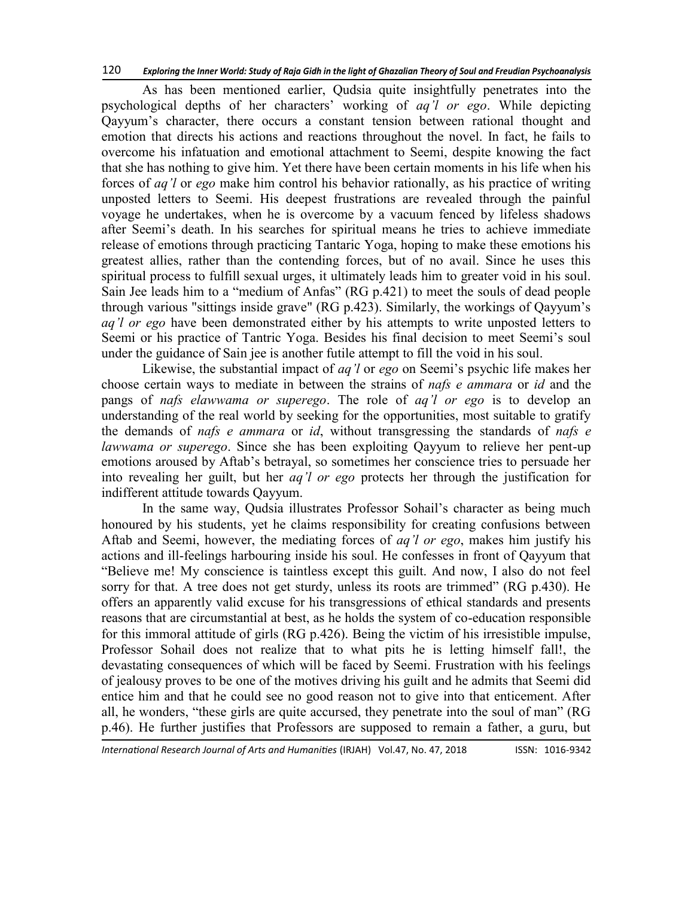As has been mentioned earlier, Qudsia quite insightfully penetrates into the psychological depths of her characters' working of *aq'l or ego*. While depicting Qayyum's character, there occurs a constant tension between rational thought and emotion that directs his actions and reactions throughout the novel. In fact, he fails to overcome his infatuation and emotional attachment to Seemi, despite knowing the fact that she has nothing to give him. Yet there have been certain moments in his life when his forces of *aq'l* or *ego* make him control his behavior rationally, as his practice of writing unposted letters to Seemi. His deepest frustrations are revealed through the painful voyage he undertakes, when he is overcome by a vacuum fenced by lifeless shadows after Seemi's death. In his searches for spiritual means he tries to achieve immediate release of emotions through practicing Tantaric Yoga, hoping to make these emotions his greatest allies, rather than the contending forces, but of no avail. Since he uses this spiritual process to fulfill sexual urges, it ultimately leads him to greater void in his soul. Sain Jee leads him to a "medium of Anfas" (RG p.421) to meet the souls of dead people through various "sittings inside grave" (RG p.423). Similarly, the workings of Qayyum's *aq'l or ego* have been demonstrated either by his attempts to write unposted letters to Seemi or his practice of Tantric Yoga. Besides his final decision to meet Seemi's soul under the guidance of Sain jee is another futile attempt to fill the void in his soul.

Likewise, the substantial impact of *aq'l* or *ego* on Seemi's psychic life makes her choose certain ways to mediate in between the strains of *nafs e ammara* or *id* and the pangs of *nafs elawwama or superego*. The role of *aq'l or ego* is to develop an understanding of the real world by seeking for the opportunities, most suitable to gratify the demands of *nafs e ammara* or *id*, without transgressing the standards of *nafs e lawwama or superego*. Since she has been exploiting Qayyum to relieve her pent-up emotions aroused by Aftab's betrayal, so sometimes her conscience tries to persuade her into revealing her guilt, but her *aq'l or ego* protects her through the justification for indifferent attitude towards Qayyum.

In the same way, Qudsia illustrates Professor Sohail's character as being much honoured by his students, yet he claims responsibility for creating confusions between Aftab and Seemi, however, the mediating forces of *aq'l or ego*, makes him justify his actions and ill-feelings harbouring inside his soul. He confesses in front of Qayyum that "Believe me! My conscience is taintless except this guilt. And now, I also do not feel sorry for that. A tree does not get sturdy, unless its roots are trimmed" (RG p.430). He offers an apparently valid excuse for his transgressions of ethical standards and presents reasons that are circumstantial at best, as he holds the system of co-education responsible for this immoral attitude of girls (RG p.426). Being the victim of his irresistible impulse, Professor Sohail does not realize that to what pits he is letting himself fall!, the devastating consequences of which will be faced by Seemi. Frustration with his feelings of jealousy proves to be one of the motives driving his guilt and he admits that Seemi did entice him and that he could see no good reason not to give into that enticement. After all, he wonders, "these girls are quite accursed, they penetrate into the soul of man" (RG p.46). He further justifies that Professors are supposed to remain a father, a guru, but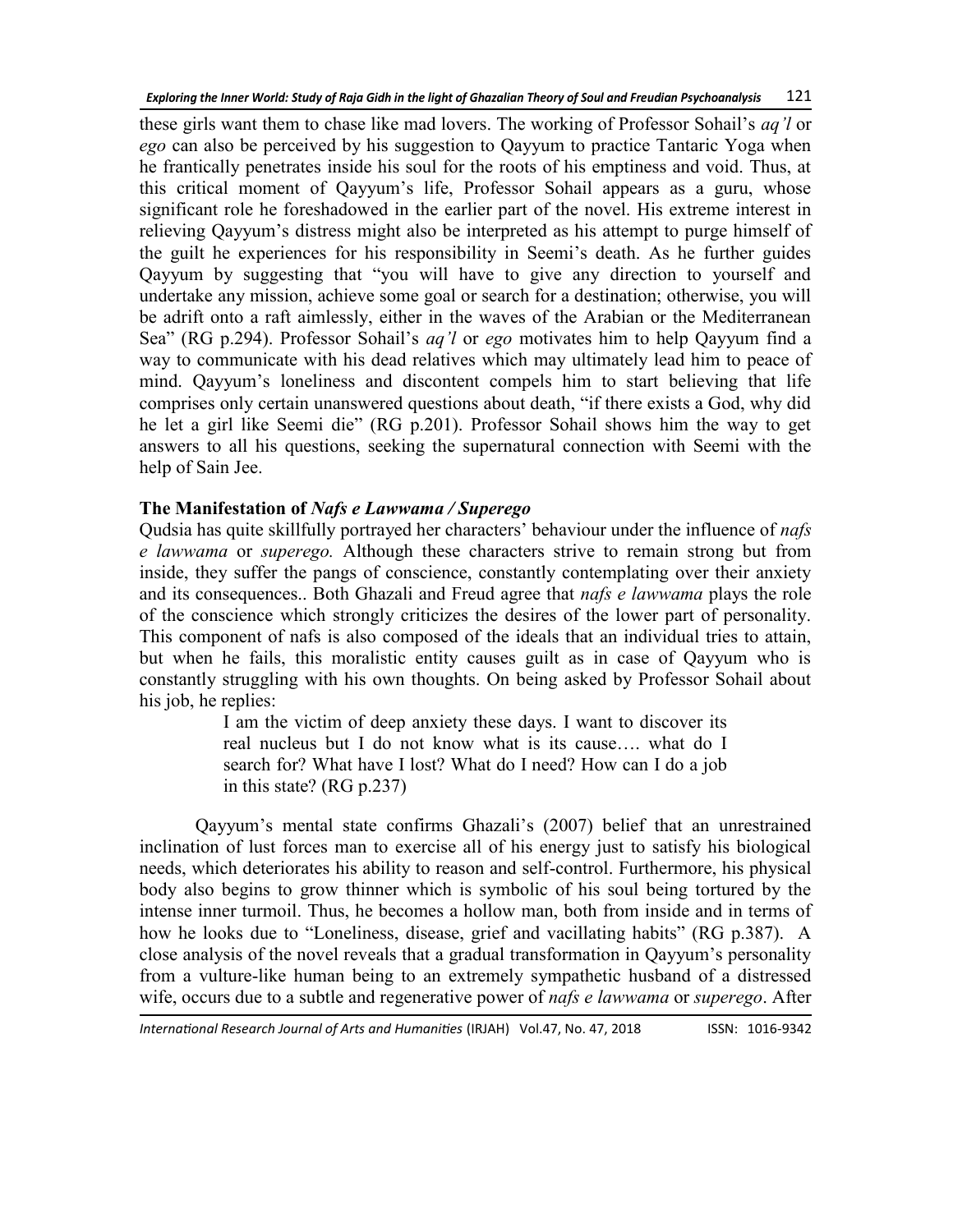these girls want them to chase like mad lovers. The working of Professor Sohail's *aq'l* or *ego* can also be perceived by his suggestion to Qayyum to practice Tantaric Yoga when he frantically penetrates inside his soul for the roots of his emptiness and void. Thus, at this critical moment of Qayyum's life, Professor Sohail appears as a guru, whose significant role he foreshadowed in the earlier part of the novel. His extreme interest in relieving Qayyum's distress might also be interpreted as his attempt to purge himself of the guilt he experiences for his responsibility in Seemi's death. As he further guides Qayyum by suggesting that "you will have to give any direction to yourself and undertake any mission, achieve some goal or search for a destination; otherwise, you will be adrift onto a raft aimlessly, either in the waves of the Arabian or the Mediterranean Sea" (RG p.294). Professor Sohail's *aq'l* or *ego* motivates him to help Qayyum find a way to communicate with his dead relatives which may ultimately lead him to peace of mind. Qayyum's loneliness and discontent compels him to start believing that life comprises only certain unanswered questions about death, "if there exists a God, why did he let a girl like Seemi die" (RG p.201). Professor Sohail shows him the way to get answers to all his questions, seeking the supernatural connection with Seemi with the help of Sain Jee.

### The Manifestation of *Nafs e Lawwama / Superego*

Qudsia has quite skillfully portrayed her characters' behaviour under the influence of *nafs e lawwama* or *superego.* Although these characters strive to remain strong but from inside, they suffer the pangs of conscience, constantly contemplating over their anxiety and its consequences.. Both Ghazali and Freud agree that *nafs e lawwama* plays the role of the conscience which strongly criticizes the desires of the lower part of personality. This component of nafs is also composed of the ideals that an individual tries to attain, but when he fails, this moralistic entity causes guilt as in case of Qayyum who is constantly struggling with his own thoughts. On being asked by Professor Sohail about his job, he replies:

> I am the victim of deep anxiety these days. I want to discover its real nucleus but I do not know what is its cause…. what do I search for? What have I lost? What do I need? How can I do a job in this state? (RG p.237)

Qayyum's mental state confirms Ghazali's (2007) belief that an unrestrained inclination of lust forces man to exercise all of his energy just to satisfy his biological needs, which deteriorates his ability to reason and self-control. Furthermore, his physical body also begins to grow thinner which is symbolic of his soul being tortured by the intense inner turmoil. Thus, he becomes a hollow man, both from inside and in terms of how he looks due to "Loneliness, disease, grief and vacillating habits" (RG p.387). A close analysis of the novel reveals that a gradual transformation in Qayyum's personality from a vulture-like human being to an extremely sympathetic husband of a distressed wife, occurs due to a subtle and regenerative power of *nafs e lawwama* or *superego*. After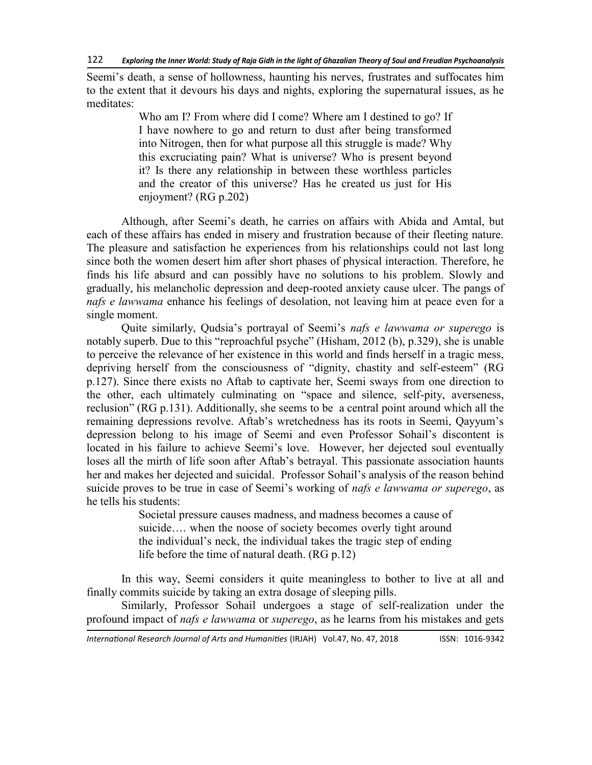Seemi's death, a sense of hollowness, haunting his nerves, frustrates and suffocates him to the extent that it devours his days and nights, exploring the supernatural issues, as he meditates:

> Who am I? From where did I come? Where am I destined to go? If I have nowhere to go and return to dust after being transformed into Nitrogen, then for what purpose all this struggle is made? Why this excruciating pain? What is universe? Who is present beyond it? Is there any relationship in between these worthless particles and the creator of this universe? Has he created us just for His enjoyment? (RG p.202)

Although, after Seemi's death, he carries on affairs with Abida and Amtal, but each of these affairs has ended in misery and frustration because of their fleeting nature. The pleasure and satisfaction he experiences from his relationships could not last long since both the women desert him after short phases of physical interaction. Therefore, he finds his life absurd and can possibly have no solutions to his problem. Slowly and gradually, his melancholic depression and deep-rooted anxiety cause ulcer. The pangs of *nafs e lawwama* enhance his feelings of desolation, not leaving him at peace even for a single moment.

Quite similarly, Qudsia's portrayal of Seemi's *nafs e lawwama or superego* is notably superb. Due to this "reproachful psyche" (Hisham, 2012 (b), p.329), she is unable to perceive the relevance of her existence in this world and finds herself in a tragic mess, depriving herself from the consciousness of "dignity, chastity and self-esteem" (RG p.127). Since there exists no Aftab to captivate her, Seemi sways from one direction to the other, each ultimately culminating on "space and silence, self-pity, averseness, reclusion" (RG p.131). Additionally, she seems to be a central point around which all the remaining depressions revolve. Aftab's wretchedness has its roots in Seemi, Qayyum's depression belong to his image of Seemi and even Professor Sohail's discontent is located in his failure to achieve Seemi's love. However, her dejected soul eventually loses all the mirth of life soon after Aftab's betrayal. This passionate association haunts her and makes her dejected and suicidal. Professor Sohail's analysis of the reason behind suicide proves to be true in case of Seemi's working of *nafs e lawwama or superego*, as he tells his students:

> Societal pressure causes madness, and madness becomes a cause of suicide…. when the noose of society becomes overly tight around the individual's neck, the individual takes the tragic step of ending life before the time of natural death. (RG p.12)

In this way, Seemi considers it quite meaningless to bother to live at all and finally commits suicide by taking an extra dosage of sleeping pills.

Similarly, Professor Sohail undergoes a stage of self-realization under the profound impact of *nafs e lawwama* or *superego*, as he learns from his mistakes and gets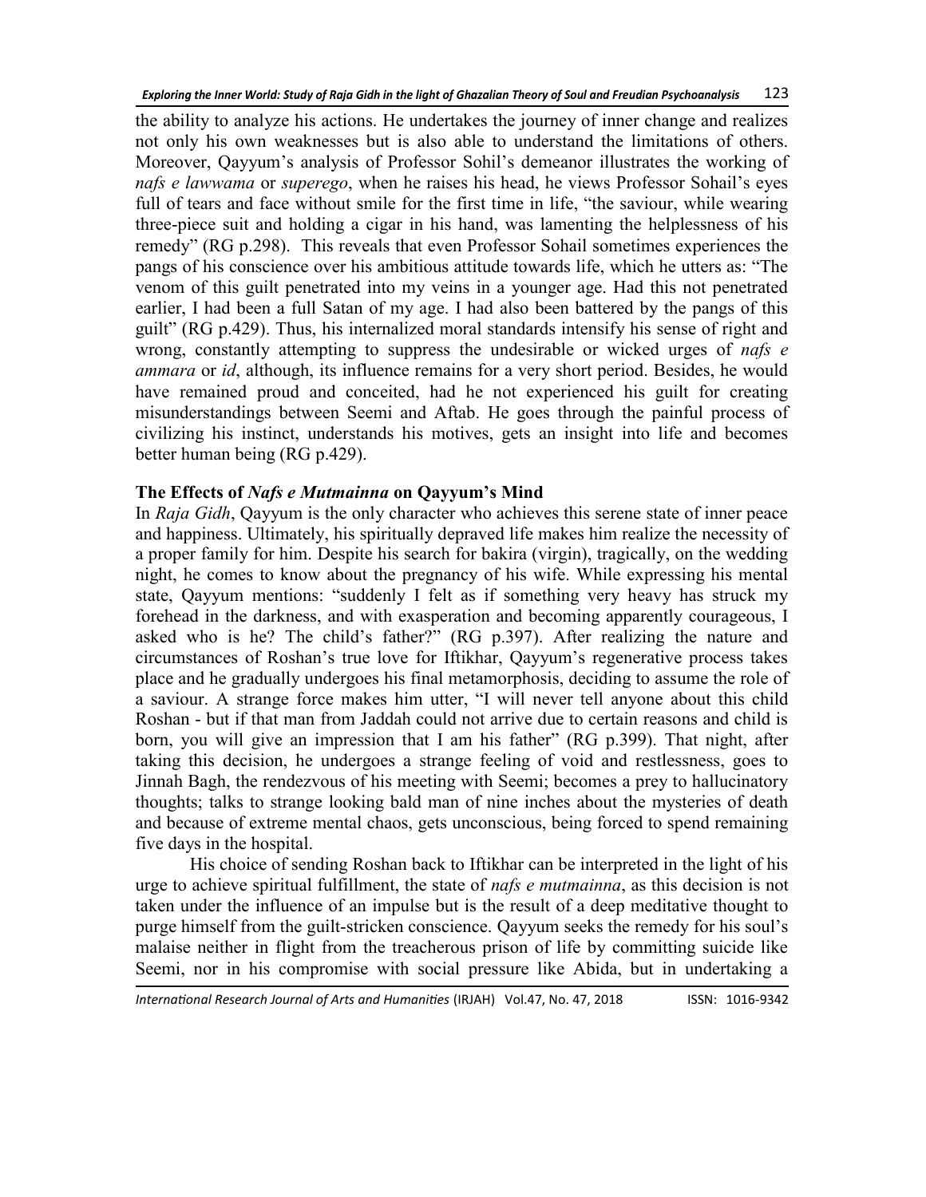the ability to analyze his actions. He undertakes the journey of inner change and realizes not only his own weaknesses but is also able to understand the limitations of others. Moreover, Qayyum's analysis of Professor Sohil's demeanor illustrates the working of *nafs e lawwama* or *superego*, when he raises his head, he views Professor Sohail's eyes full of tears and face without smile for the first time in life, "the saviour, while wearing three-piece suit and holding a cigar in his hand, was lamenting the helplessness of his remedy" (RG p.298). This reveals that even Professor Sohail sometimes experiences the pangs of his conscience over his ambitious attitude towards life, which he utters as: "The venom of this guilt penetrated into my veins in a younger age. Had this not penetrated earlier, I had been a full Satan of my age. I had also been battered by the pangs of this guilt" (RG p.429). Thus, his internalized moral standards intensify his sense of right and wrong, constantly attempting to suppress the undesirable or wicked urges of *nafs e ammara* or *id*, although, its influence remains for a very short period. Besides, he would have remained proud and conceited, had he not experienced his guilt for creating misunderstandings between Seemi and Aftab. He goes through the painful process of civilizing his instinct, understands his motives, gets an insight into life and becomes better human being (RG p.429).

### The Effects of *Nafs e Mutmainna* on Qayyum's Mind

In *Raja Gidh*, Qayyum is the only character who achieves this serene state of inner peace and happiness. Ultimately, his spiritually depraved life makes him realize the necessity of a proper family for him. Despite his search for bakira (virgin), tragically, on the wedding night, he comes to know about the pregnancy of his wife. While expressing his mental state, Qayyum mentions: "suddenly I felt as if something very heavy has struck my forehead in the darkness, and with exasperation and becoming apparently courageous, I asked who is he? The child's father?" (RG p.397). After realizing the nature and circumstances of Roshan's true love for Iftikhar, Qayyum's regenerative process takes place and he gradually undergoes his final metamorphosis, deciding to assume the role of a saviour. A strange force makes him utter, "I will never tell anyone about this child Roshan - but if that man from Jaddah could not arrive due to certain reasons and child is born, you will give an impression that I am his father" (RG p.399). That night, after taking this decision, he undergoes a strange feeling of void and restlessness, goes to Jinnah Bagh, the rendezvous of his meeting with Seemi; becomes a prey to hallucinatory thoughts; talks to strange looking bald man of nine inches about the mysteries of death and because of extreme mental chaos, gets unconscious, being forced to spend remaining five days in the hospital.

His choice of sending Roshan back to Iftikhar can be interpreted in the light of his urge to achieve spiritual fulfillment, the state of *nafs e mutmainna*, as this decision is not taken under the influence of an impulse but is the result of a deep meditative thought to purge himself from the guilt-stricken conscience. Qayyum seeks the remedy for his soul's malaise neither in flight from the treacherous prison of life by committing suicide like Seemi, nor in his compromise with social pressure like Abida, but in undertaking a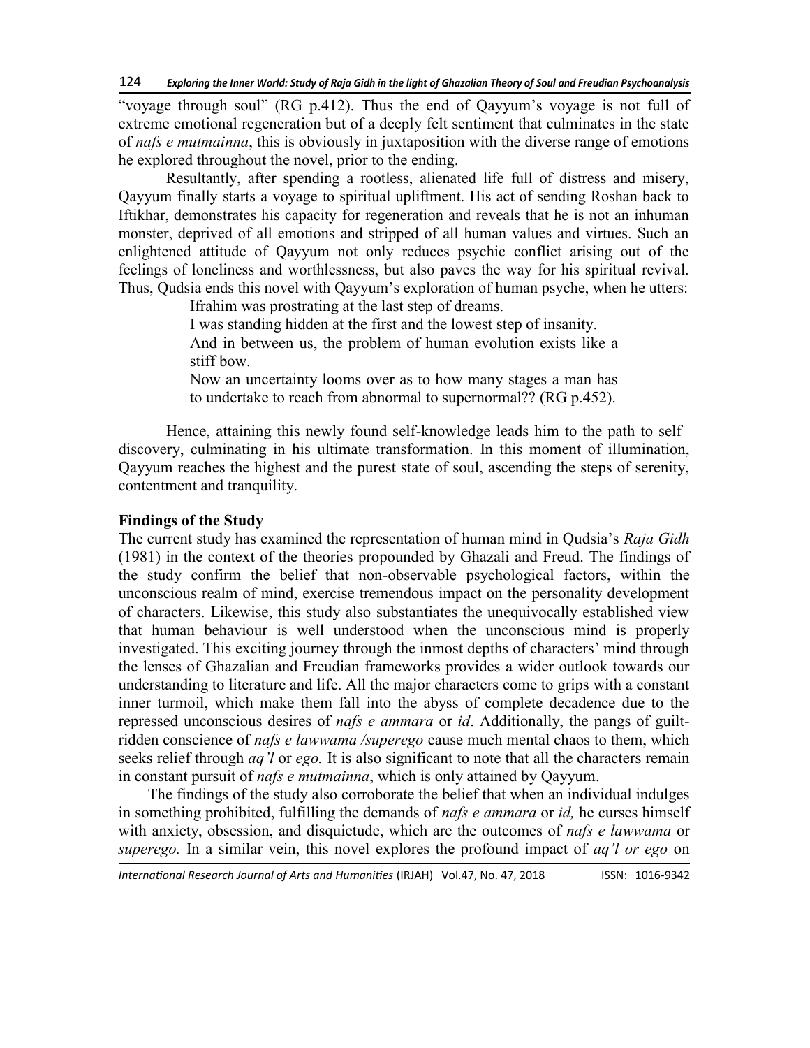"voyage through soul" (RG p.412). Thus the end of Qayyum's voyage is not full of extreme emotional regeneration but of a deeply felt sentiment that culminates in the state of *nafs e mutmainna*, this is obviously in juxtaposition with the diverse range of emotions he explored throughout the novel, prior to the ending.

Resultantly, after spending a rootless, alienated life full of distress and misery, Qayyum finally starts a voyage to spiritual upliftment. His act of sending Roshan back to Iftikhar, demonstrates his capacity for regeneration and reveals that he is not an inhuman monster, deprived of all emotions and stripped of all human values and virtues. Such an enlightened attitude of Qayyum not only reduces psychic conflict arising out of the feelings of loneliness and worthlessness, but also paves the way for his spiritual revival. Thus, Qudsia ends this novel with Qayyum's exploration of human psyche, when he utters:

> Ifrahim was prostrating at the last step of dreams.
> I was standing hidden at the first and the lowest step of insanity.
> And in between us, the problem of human evolution exists like a stiff bow.
> Now an uncertainty looms over as to how many stages a man has to undertake to reach from abnormal to supernormal?? (RG p.452).

Hence, attaining this newly found self-knowledge leads him to the path to self–discovery, culminating in his ultimate transformation. In this moment of illumination, Qayyum reaches the highest and the purest state of soul, ascending the steps of serenity, contentment and tranquility.

**Findings of the Study**

The current study has examined the representation of human mind in Qudsia's *Raja Gidh* (1981) in the context of the theories propounded by Ghazali and Freud. The findings of the study confirm the belief that non-observable psychological factors, within the unconscious realm of mind, exercise tremendous impact on the personality development of characters. Likewise, this study also substantiates the unequivocally established view that human behaviour is well understood when the unconscious mind is properly investigated. This exciting journey through the inmost depths of characters' mind through the lenses of Ghazalian and Freudian frameworks provides a wider outlook towards our understanding to literature and life. All the major characters come to grips with a constant inner turmoil, which make them fall into the abyss of complete decadence due to the repressed unconscious desires of *nafs e ammara* or *id*. Additionally, the pangs of guilt-ridden conscience of *nafs e lawwama /superego* cause much mental chaos to them, which seeks relief through *aq'l* or *ego.* It is also significant to note that all the characters remain in constant pursuit of *nafs e mutmainna*, which is only attained by Qayyum.

The findings of the study also corroborate the belief that when an individual indulges in something prohibited, fulfilling the demands of *nafs e ammara* or *id,* he curses himself with anxiety, obsession, and disquietude, which are the outcomes of *nafs e lawwama* or *superego.* In a similar vein, this novel explores the profound impact of *aq'l or ego* on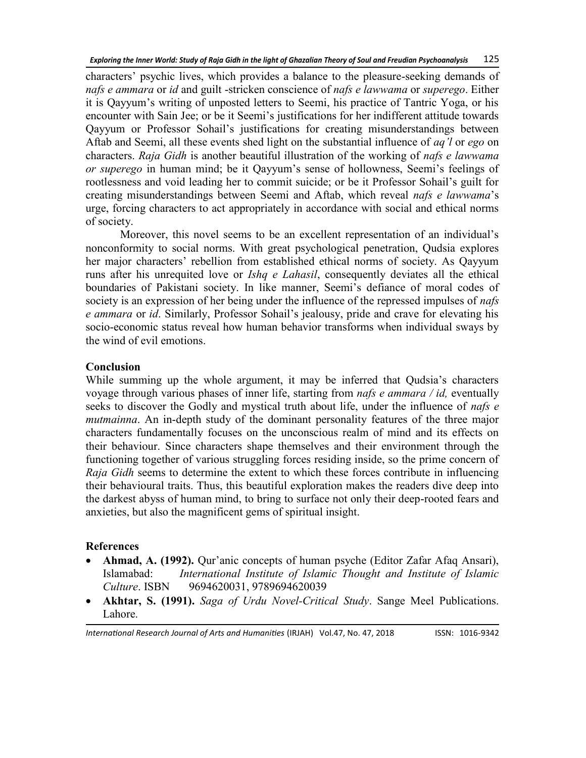characters' psychic lives, which provides a balance to the pleasure-seeking demands of *nafs e ammara* or *id* and guilt -stricken conscience of *nafs e lawwama* or *superego*. Either it is Qayyum's writing of unposted letters to Seemi, his practice of Tantric Yoga, or his encounter with Sain Jee; or be it Seemi's justifications for her indifferent attitude towards Qayyum or Professor Sohail's justifications for creating misunderstandings between Aftab and Seemi, all these events shed light on the substantial influence of *aq'l* or *ego* on characters. *Raja Gidh* is another beautiful illustration of the working of *nafs e lawwama or superego* in human mind; be it Qayyum's sense of hollowness, Seemi's feelings of rootlessness and void leading her to commit suicide; or be it Professor Sohail's guilt for creating misunderstandings between Seemi and Aftab, which reveal *nafs e lawwama*'s urge, forcing characters to act appropriately in accordance with social and ethical norms of society.

Moreover, this novel seems to be an excellent representation of an individual's nonconformity to social norms. With great psychological penetration, Qudsia explores her major characters' rebellion from established ethical norms of society. As Qayyum runs after his unrequited love or *Ishq e Lahasil*, consequently deviates all the ethical boundaries of Pakistani society. In like manner, Seemi's defiance of moral codes of society is an expression of her being under the influence of the repressed impulses of *nafs e ammara* or *id*. Similarly, Professor Sohail's jealousy, pride and crave for elevating his socio-economic status reveal how human behavior transforms when individual sways by the wind of evil emotions.

## Conclusion

While summing up the whole argument, it may be inferred that Qudsia's characters voyage through various phases of inner life, starting from *nafs e ammara / id,* eventually seeks to discover the Godly and mystical truth about life, under the influence of *nafs e mutmainna*. An in-depth study of the dominant personality features of the three major characters fundamentally focuses on the unconscious realm of mind and its effects on their behaviour. Since characters shape themselves and their environment through the functioning together of various struggling forces residing inside, so the prime concern of *Raja Gidh* seems to determine the extent to which these forces contribute in influencing their behavioural traits. Thus, this beautiful exploration makes the readers dive deep into the darkest abyss of human mind, to bring to surface not only their deep-rooted fears and anxieties, but also the magnificent gems of spiritual insight.

## References

- **Ahmad, A. (1992).** Qur'anic concepts of human psyche (Editor Zafar Afaq Ansari), Islamabad: *International Institute of Islamic Thought and Institute of Islamic Culture*. ISBN 9694620031, 9789694620039
- **Akhtar, S. (1991).** *Saga of Urdu Novel-Critical Study*. Sange Meel Publications. Lahore.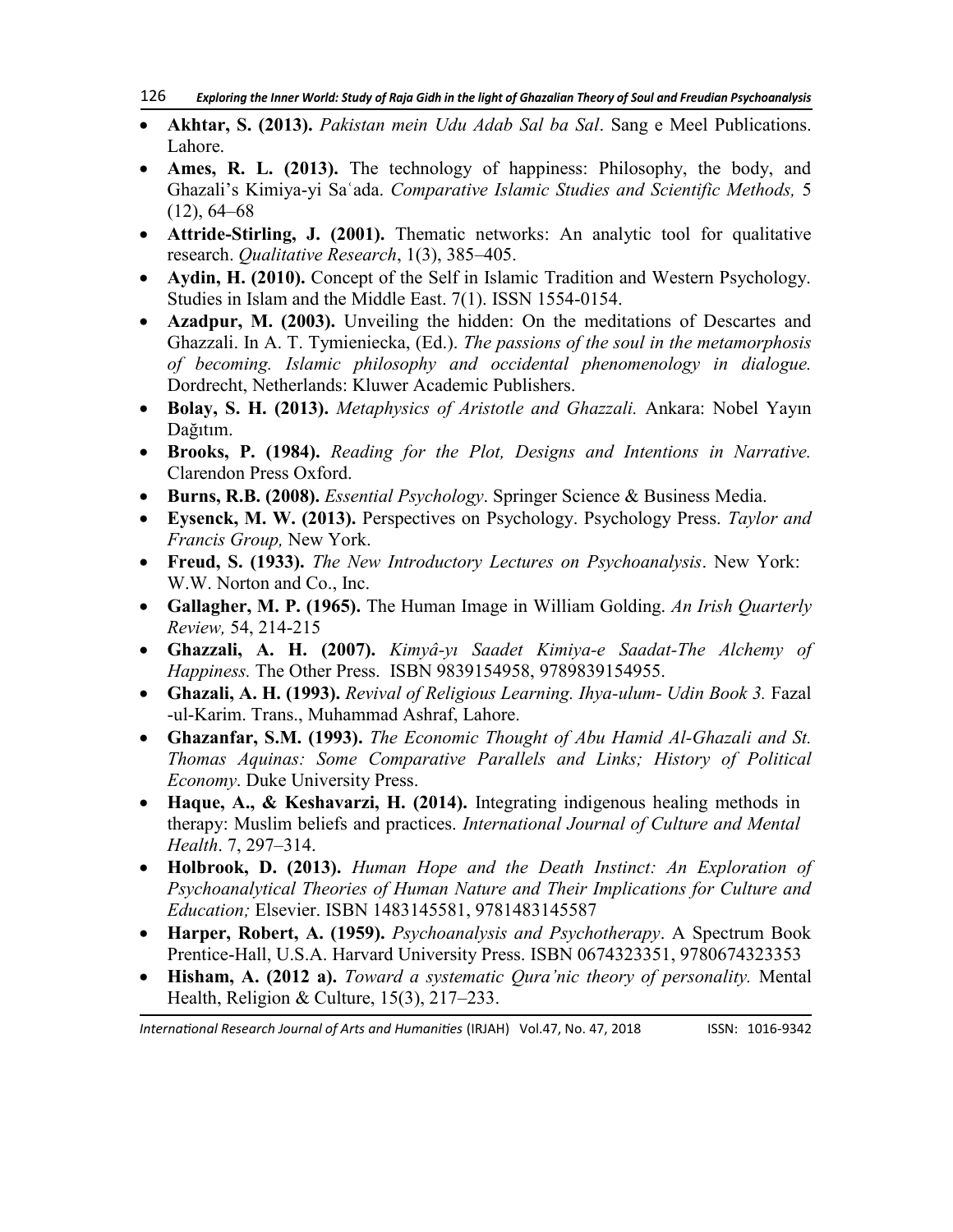- **Akhtar, S. (2013).** *Pakistan mein Udu Adab Sal ba Sal*. Sang e Meel Publications. Lahore.
- **Ames, R. L. (2013).** The technology of happiness: Philosophy, the body, and Ghazali's Kimiya-yi Saʿada. *Comparative Islamic Studies and Scientific Methods,* 5 (12), 64–68
- **Attride-Stirling, J. (2001).** Thematic networks: An analytic tool for qualitative research. *Qualitative Research*, 1(3), 385–405.
- **Aydin, H. (2010).** Concept of the Self in Islamic Tradition and Western Psychology. Studies in Islam and the Middle East. 7(1). ISSN 1554-0154.
- **Azadpur, M. (2003).** Unveiling the hidden: On the meditations of Descartes and Ghazzali. In A. T. Tymieniecka, (Ed.). *The passions of the soul in the metamorphosis of becoming. Islamic philosophy and occidental phenomenology in dialogue.* Dordrecht, Netherlands: Kluwer Academic Publishers.
- **Bolay, S. H. (2013).** *Metaphysics of Aristotle and Ghazzali.* Ankara: Nobel Yayın Dağıtım.
- **Brooks, P. (1984).** *Reading for the Plot, Designs and Intentions in Narrative.* Clarendon Press Oxford.
- **Burns, R.B. (2008).** *Essential Psychology*. Springer Science & Business Media.
- **Eysenck, M. W. (2013).** Perspectives on Psychology. Psychology Press. *Taylor and Francis Group,* New York.
- **Freud, S. (1933).** *The New Introductory Lectures on Psychoanalysis*. New York: W.W. Norton and Co., Inc.
- **Gallagher, M. P. (1965).** The Human Image in William Golding. *An Irish Quarterly Review,* 54, 214-215
- **Ghazzali, A. H. (2007).** *Kimyâ-yı Saadet Kimiya-e Saadat-The Alchemy of Happiness.* The Other Press. ISBN 9839154958, 9789839154955.
- **Ghazali, A. H. (1993).** *Revival of Religious Learning. Ihya-ulum- Udin Book 3.* Fazal -ul-Karim. Trans., Muhammad Ashraf, Lahore.
- **Ghazanfar, S.M. (1993).** *The Economic Thought of Abu Hamid Al-Ghazali and St. Thomas Aquinas: Some Comparative Parallels and Links; History of Political Economy*. Duke University Press.
- **Haque, A., & Keshavarzi, H. (2014).** Integrating indigenous healing methods in therapy: Muslim beliefs and practices. *International Journal of Culture and Mental Health*. 7, 297–314.
- **Holbrook, D. (2013).** *Human Hope and the Death Instinct: An Exploration of Psychoanalytical Theories of Human Nature and Their Implications for Culture and Education;* Elsevier. ISBN 1483145581, 9781483145587
- **Harper, Robert, A. (1959).** *Psychoanalysis and Psychotherapy*. A Spectrum Book Prentice-Hall, U.S.A. Harvard University Press. ISBN 0674323351, 9780674323353
- **Hisham, A. (2012 a).** *Toward a systematic Qura'nic theory of personality.* Mental Health, Religion & Culture, 15(3), 217–233.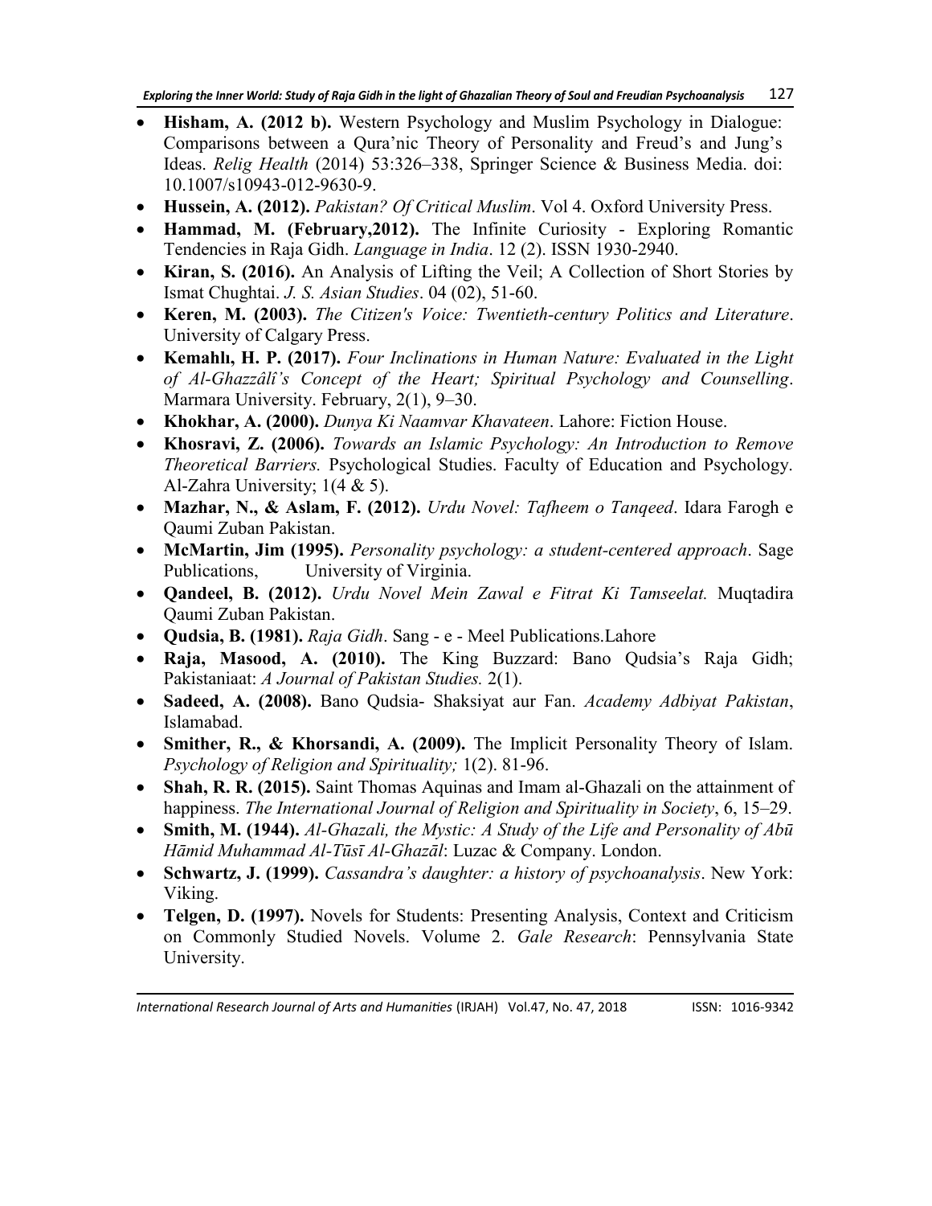- **Hisham, A. (2012 b).** Western Psychology and Muslim Psychology in Dialogue: Comparisons between a Qura'nic Theory of Personality and Freud's and Jung's Ideas. *Relig Health* (2014) 53:326–338, Springer Science & Business Media. doi: 10.1007/s10943-012-9630-9.
- **Hussein, A. (2012).** *Pakistan? Of Critical Muslim*. Vol 4. Oxford University Press.
- **Hammad, M. (February,2012).** The Infinite Curiosity - Exploring Romantic Tendencies in Raja Gidh. *Language in India*. 12 (2). ISSN 1930-2940.
- **Kiran, S. (2016).** An Analysis of Lifting the Veil; A Collection of Short Stories by Ismat Chughtai. *J. S. Asian Studies*. 04 (02), 51-60.
- **Keren, M. (2003).** *The Citizen's Voice: Twentieth-century Politics and Literature*. University of Calgary Press.
- **Kemahlı, H. P. (2017).** *Four Inclinations in Human Nature: Evaluated in the Light of Al-Ghazzâlî's Concept of the Heart; Spiritual Psychology and Counselling*. Marmara University. February, 2(1), 9–30.
- **Khokhar, A. (2000).** *Dunya Ki Naamvar Khavateen*. Lahore: Fiction House.
- **Khosravi, Z. (2006).** *Towards an Islamic Psychology: An Introduction to Remove Theoretical Barriers.* Psychological Studies. Faculty of Education and Psychology. Al-Zahra University; 1(4 & 5).
- **Mazhar, N., & Aslam, F. (2012).** *Urdu Novel: Tafheem o Tanqeed*. Idara Farogh e Qaumi Zuban Pakistan.
- **McMartin, Jim (1995).** *Personality psychology: a student-centered approach*. Sage Publications, University of Virginia.
- **Qandeel, B. (2012).** *Urdu Novel Mein Zawal e Fitrat Ki Tamseelat.* Muqtadira Qaumi Zuban Pakistan.
- **Qudsia, B. (1981).** *Raja Gidh*. Sang - e - Meel Publications.Lahore
- **Raja, Masood, A. (2010).** The King Buzzard: Bano Qudsia's Raja Gidh; Pakistaniaat: *A Journal of Pakistan Studies.* 2(1).
- **Sadeed, A. (2008).** Bano Qudsia- Shaksiyat aur Fan. *Academy Adbiyat Pakistan*, Islamabad.
- **Smither, R., & Khorsandi, A. (2009).** The Implicit Personality Theory of Islam. *Psychology of Religion and Spirituality;* 1(2). 81-96.
- **Shah, R. R. (2015).** Saint Thomas Aquinas and Imam al-Ghazali on the attainment of happiness. *The International Journal of Religion and Spirituality in Society*, 6, 15–29.
- **Smith, M. (1944).** *Al-Ghazali, the Mystic: A Study of the Life and Personality of Abū Hāmid Muhammad Al-Tūsī Al-Ghazāl*: Luzac & Company. London.
- **Schwartz, J. (1999).** *Cassandra's daughter: a history of psychoanalysis*. New York: Viking.
- **Telgen, D. (1997).** Novels for Students: Presenting Analysis, Context and Criticism on Commonly Studied Novels. Volume 2. *Gale Research*: Pennsylvania State University.